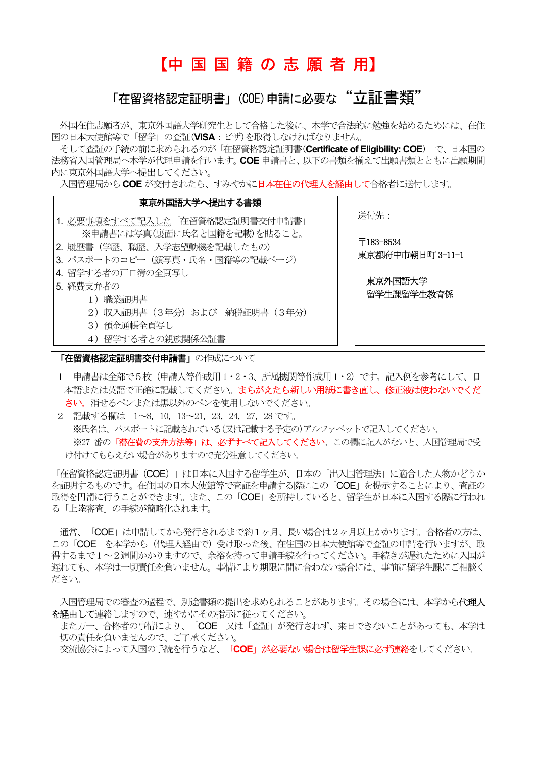# 【中国国籍の志願者用】

## 「在留資格認定証明書」(COE)申請に必要な“立証書類”

外国在住志願者が、東京外国語大学研究生として合格した後に、本学で合法的に勉強を始めるためには、在住国の日本大使館等で「留学」の査証(**VISA**：ビザ)を取得しなければなりません。

そして査証の手続の前に求められるのが「在留資格認定証明書(**Certificate of Eligibility: COE**)」で、日本国の法務省入国管理局へ本学が代理申請を行います。**COE** 申請書と、以下の書類を揃えて出願書類とともに出願期間内に東京外国語大学へ提出してください。

入国管理局から **COE** が交付されたら、すみやかに日本在住の代理人を経由して合格者に送付します。

**東京外国語大学へ提出する書類**

1. 必要事項をすべて記入した「在留資格認定証明書交付申請書」
   ※申請書には写真(裏面に氏名と国籍を記載)を貼ること。
2. 履歴書（学歴、職歴、入学志望動機を記載したもの）
3. パスポートのコピー（顔写真・氏名・国籍等の記載ページ）
4. 留学する者の戸口簿の全頁写し
5. 経費支弁者の
   1）職業証明書
   2）収入証明書（３年分）および　納税証明書（３年分）
   3）預金通帳全頁写し
   4）留学する者との親族関係公証書

送付先：

〒183-8534
東京都府中市朝日町 3-11-1

東京外国語大学
留学生課留学生教育係

**「在留資格認定証明書交付申請書」**の作成について

1　申請書は全部で５枚（申請人等作成用１・２・３、所属機関等作成用１・2）です。記入例を参考にして、日本語または英語で正確に記載してください。まちがえたら新しい用紙に書き直し、修正液は使わないでください。消せるペンまたは黒以外のペンを使用しないでください。

2　記載する欄は　1～8，10，13～21，23，24，27，28 です。
　※氏名は、パスポートに記載されている(又は記載する予定の)アルファベットで記入してください。
　※27 番の「滞在費の支弁方法等」は、必ずすべて記入してください。この欄に記入がないと、入国管理局で受け付けてもらえない場合がありますので充分注意してください。

「在留資格認定証明書（COE）」は日本に入国する留学生が、日本の「出入国管理法」に適合した人物かどうかを証明するものです。在住国の日本大使館等で査証を申請する際にこの「COE」を提示することにより、査証の取得を円滑に行うことができます。また、この「COE」を所持していると、留学生が日本に入国する際に行われる「上陸審査」の手続が簡略化されます。

通常、「COE」は申請してから発行されるまで約１ヶ月、長い場合は２ヶ月以上かかります。合格者の方は、この「COE」を本学から（代理人経由で）受け取った後、在住国の日本大使館等で査証の申請を行いますが、取得するまで１～２週間かかりますので、余裕を持って申請手続を行ってください。手続きが遅れたために入国が遅れても、本学は一切責任を負いません。事情により期限に間に合わない場合には、事前に留学生課にご相談ください。

入国管理局での審査の過程で、別途書類の提出を求められることがあります。その場合には、本学から代理人を経由して連絡しますので、速やかにその指示に従ってください。

また万一、合格者の事情により、「COE」又は「査証」が発行されず、来日できないことがあっても、本学は一切の責任を負いませんので、ご了承ください。

交流協会によって入国の手続を行うなど、**「COE」が必要ない場合は留学生課に必ず連絡**をしてください。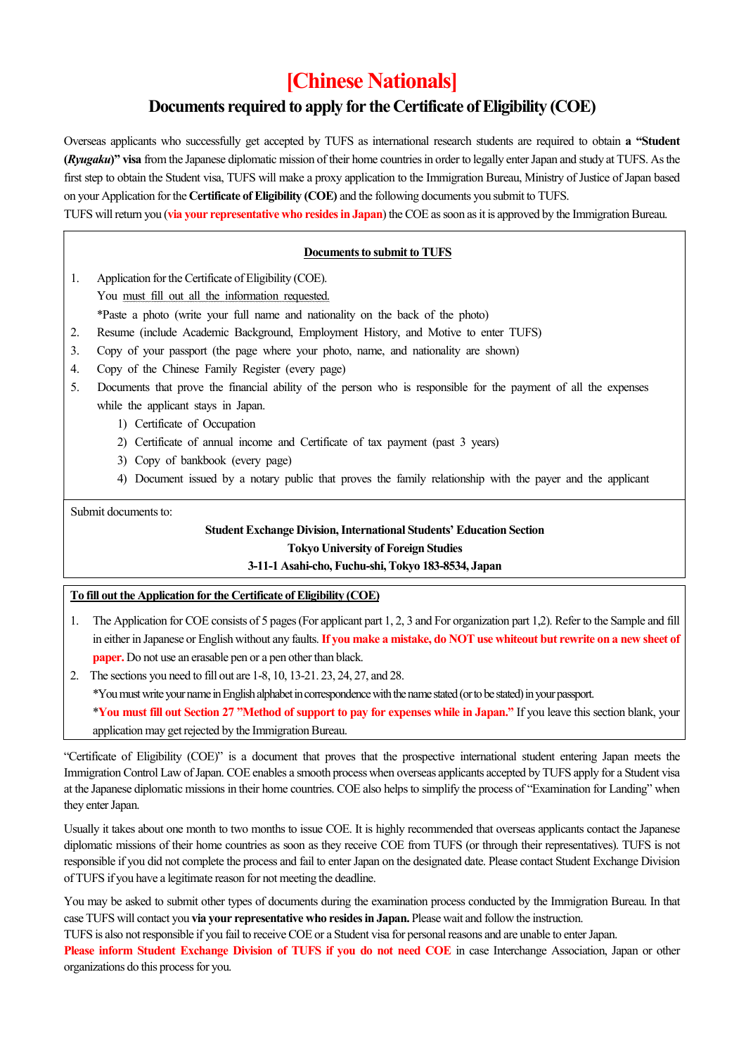# [Chinese Nationals]

## Documents required to apply for the Certificate of Eligibility (COE)

Overseas applicants who successfully get accepted by TUFS as international research students are required to obtain **a "Student (*Ryugaku*)" visa** from the Japanese diplomatic mission of their home countries in order to legally enter Japan and study at TUFS. As the first step to obtain the Student visa, TUFS will make a proxy application to the Immigration Bureau, Ministry of Justice of Japan based on your Application for the **Certificate of Eligibility (COE)** and the following documents you submit to TUFS.

TUFS will return you (**via your representative who resides in Japan**) the COE as soon as it is approved by the Immigration Bureau.

**Documents to submit to TUFS**

1. Application for the Certificate of Eligibility (COE).
   You must fill out all the information requested.
   *Paste a photo (write your full name and nationality on the back of the photo)
2. Resume (include Academic Background, Employment History, and Motive to enter TUFS)
3. Copy of your passport (the page where your photo, name, and nationality are shown)
4. Copy of the Chinese Family Register (every page)
5. Documents that prove the financial ability of the person who is responsible for the payment of all the expenses while the applicant stays in Japan.
   1) Certificate of Occupation
   2) Certificate of annual income and Certificate of tax payment (past 3 years)
   3) Copy of bankbook (every page)
   4) Document issued by a notary public that proves the family relationship with the payer and the applicant

Submit documents to:

**Student Exchange Division, International Students' Education Section**
**Tokyo University of Foreign Studies**
**3-11-1 Asahi-cho, Fuchu-shi, Tokyo 183-8534, Japan**

**To fill out the Application for the Certificate of Eligibility (COE)**

1. The Application for COE consists of 5 pages (For applicant part 1, 2, 3 and For organization part 1,2). Refer to the Sample and fill in either in Japanese or English without any faults. **If you make a mistake, do NOT use whiteout but rewrite on a new sheet of paper.** Do not use an erasable pen or a pen other than black.
2. The sections you need to fill out are 1-8, 10, 13-21. 23, 24, 27, and 28.
   *You must write your name in English alphabet in correspondence with the name stated (or to be stated) in your passport.
   ***You must fill out Section 27 "Method of support to pay for expenses while in Japan."** If you leave this section blank, your application may get rejected by the Immigration Bureau.

"Certificate of Eligibility (COE)" is a document that proves that the prospective international student entering Japan meets the Immigration Control Law of Japan. COE enables a smooth process when overseas applicants accepted by TUFS apply for a Student visa at the Japanese diplomatic missions in their home countries. COE also helps to simplify the process of "Examination for Landing" when they enter Japan.

Usually it takes about one month to two months to issue COE. It is highly recommended that overseas applicants contact the Japanese diplomatic missions of their home countries as soon as they receive COE from TUFS (or through their representatives). TUFS is not responsible if you did not complete the process and fail to enter Japan on the designated date. Please contact Student Exchange Division of TUFS if you have a legitimate reason for not meeting the deadline.

You may be asked to submit other types of documents during the examination process conducted by the Immigration Bureau. In that case TUFS will contact you **via your representative who resides in Japan.** Please wait and follow the instruction.

TUFS is also not responsible if you fail to receive COE or a Student visa for personal reasons and are unable to enter Japan.

**Please inform Student Exchange Division of TUFS if you do not need COE** in case Interchange Association, Japan or other organizations do this process for you.